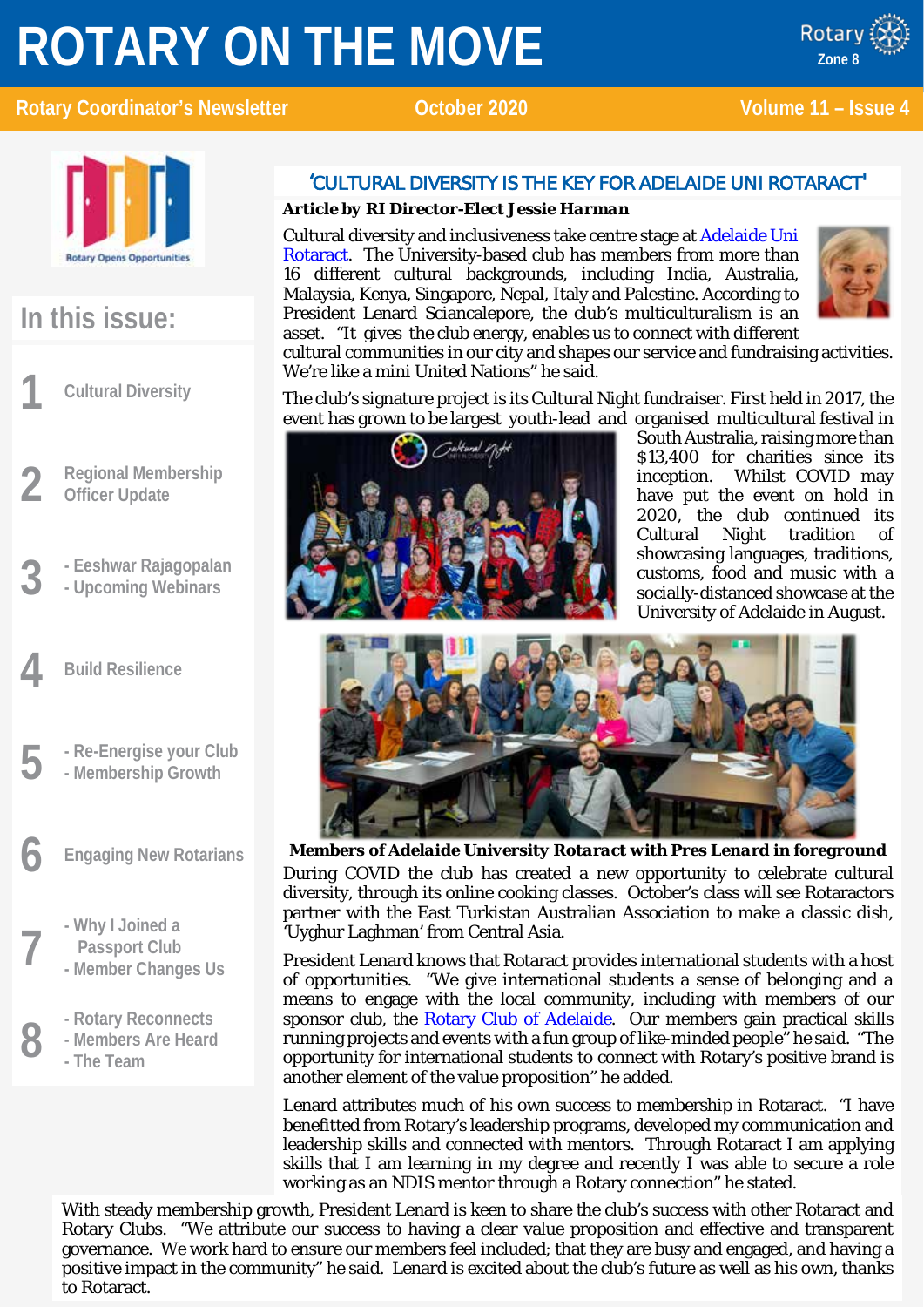# ROTARY ON THE MOVE

**Rotary Coordinator's Newsletter** | **October 2020** | **Volume 11 – Issue 4**

Rotary Opens Opportunities

## In this issue:

1. Cultural Diversity
2. Regional Membership Officer Update
3. - Eeshwar Rajagopalan
   - Upcoming Webinars
4. Build Resilience
5. - Re-Energise your Club
   - Membership Growth
6. Engaging New Rotarians
7. - Why I Joined a Passport Club
   - Member Changes Us
8. - Rotary Reconnects
   - Members Are Heard
   - The Team

## 'CULTURAL DIVERSITY IS THE KEY FOR ADELAIDE UNI ROTARACT'

***Article by RI Director-Elect Jessie Harman***

Cultural diversity and inclusiveness take centre stage at Adelaide Uni Rotaract. The University-based club has members from more than 16 different cultural backgrounds, including India, Australia, Malaysia, Kenya, Singapore, Nepal, Italy and Palestine. According to President Lenard Sciancalepore, the club's multiculturalism is an asset. "It gives the club energy, enables us to connect with different cultural communities in our city and shapes our service and fundraising activities. We're like a mini United Nations" he said.

The club's signature project is its Cultural Night fundraiser. First held in 2017, the event has grown to be largest youth-lead and organised multicultural festival in South Australia, raising more than $13,400 for charities since its inception. Whilst COVID may have put the event on hold in 2020, the club continued its Cultural Night tradition of showcasing languages, traditions, customs, food and music with a socially-distanced showcase at the University of Adelaide in August.

***Members of Adelaide University Rotaract with Pres Lenard in foreground***

During COVID the club has created a new opportunity to celebrate cultural diversity, through its online cooking classes. October's class will see Rotaractors partner with the East Turkistan Australian Association to make a classic dish, 'Uyghur Laghman' from Central Asia.

President Lenard knows that Rotaract provides international students with a host of opportunities. "We give international students a sense of belonging and a means to engage with the local community, including with members of our sponsor club, the Rotary Club of Adelaide. Our members gain practical skills running projects and events with a fun group of like-minded people" he said. "The opportunity for international students to connect with Rotary's positive brand is another element of the value proposition" he added.

Lenard attributes much of his own success to membership in Rotaract. "I have benefitted from Rotary's leadership programs, developed my communication and leadership skills and connected with mentors. Through Rotaract I am applying skills that I am learning in my degree and recently I was able to secure a role working as an NDIS mentor through a Rotary connection" he stated.

With steady membership growth, President Lenard is keen to share the club's success with other Rotaract and Rotary Clubs. "We attribute our success to having a clear value proposition and effective and transparent governance. We work hard to ensure our members feel included; that they are busy and engaged, and having a positive impact in the community" he said. Lenard is excited about the club's future as well as his own, thanks to Rotaract.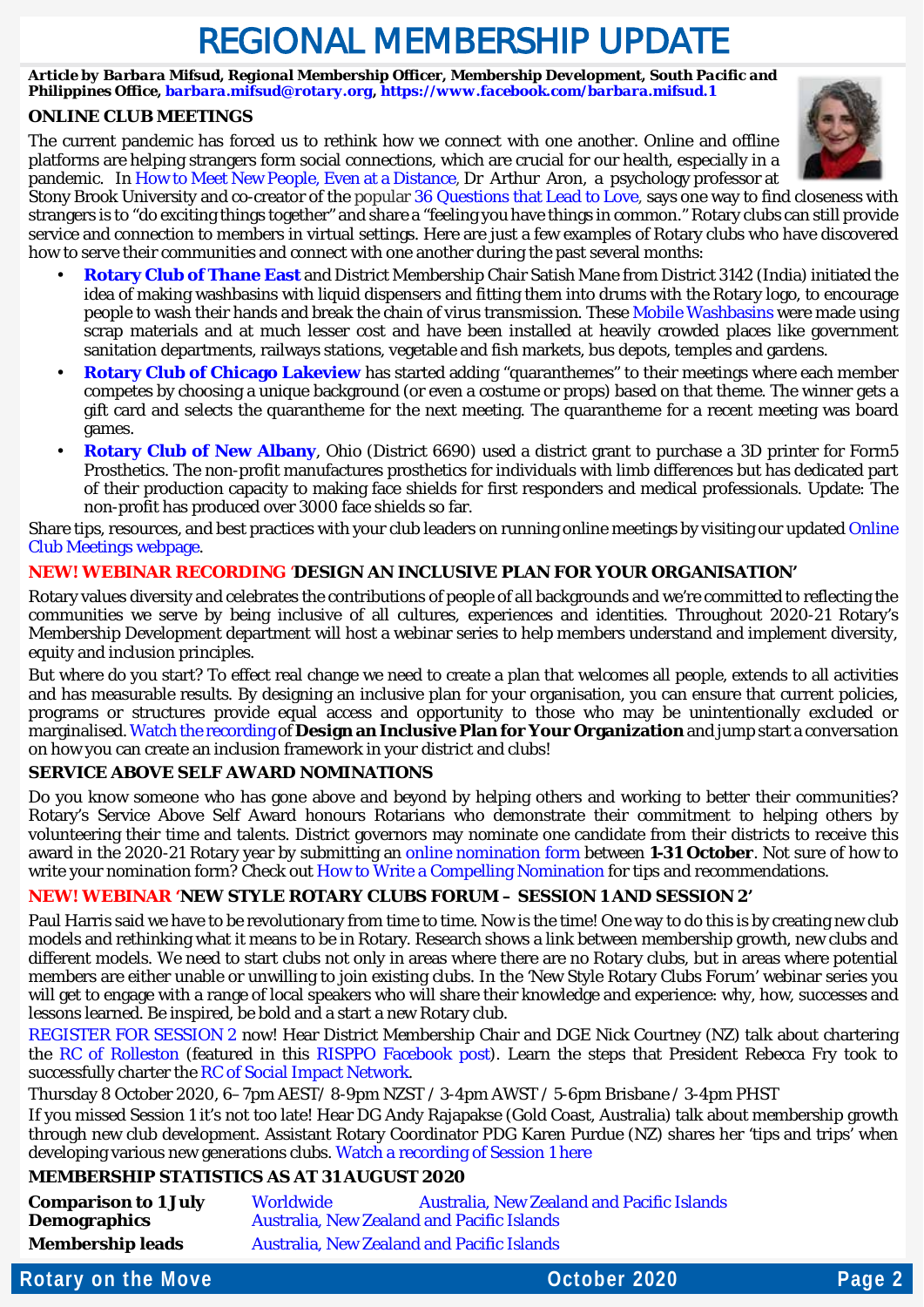# REGIONAL MEMBERSHIP UPDATE

***Article by Barbara Mifsud, Regional Membership Officer, Membership Development, South Pacific and Philippines Office, barbara.mifsud@rotary.org, https://www.facebook.com/barbara.mifsud.1***

**ONLINE CLUB MEETINGS**

The current pandemic has forced us to rethink how we connect with one another. Online and offline platforms are helping strangers form social connections, which are crucial for our health, especially in a pandemic. In How to Meet New People, Even at a Distance, Dr Arthur Aron, a psychology professor at Stony Brook University and co-creator of the popular 36 Questions that Lead to Love, says one way to find closeness with strangers is to "do exciting things together" and share a "feeling you have things in common." Rotary clubs can still provide service and connection to members in virtual settings. Here are just a few examples of Rotary clubs who have discovered how to serve their communities and connect with one another during the past several months:

- **Rotary Club of Thane East** and District Membership Chair Satish Mane from District 3142 (India) initiated the idea of making washbasins with liquid dispensers and fitting them into drums with the Rotary logo, to encourage people to wash their hands and break the chain of virus transmission. These Mobile Washbasins were made using scrap materials and at much lesser cost and have been installed at heavily crowded places like government sanitation departments, railways stations, vegetable and fish markets, bus depots, temples and gardens.
- **Rotary Club of Chicago Lakeview** has started adding "quaranthemes" to their meetings where each member competes by choosing a unique background (or even a costume or props) based on that theme. The winner gets a gift card and selects the quarantheme for the next meeting. The quarantheme for a recent meeting was board games.
- **Rotary Club of New Albany**, Ohio (District 6690) used a district grant to purchase a 3D printer for Form5 Prosthetics. The non-profit manufactures prosthetics for individuals with limb differences but has dedicated part of their production capacity to making face shields for first responders and medical professionals. Update: The non-profit has produced over 3000 face shields so far.

Share tips, resources, and best practices with your club leaders on running online meetings by visiting our updated Online Club Meetings webpage.

**NEW! WEBINAR RECORDING 'DESIGN AN INCLUSIVE PLAN FOR YOUR ORGANISATION'**

Rotary values diversity and celebrates the contributions of people of all backgrounds and we're committed to reflecting the communities we serve by being inclusive of all cultures, experiences and identities. Throughout 2020-21 Rotary's Membership Development department will host a webinar series to help members understand and implement diversity, equity and inclusion principles.

But where do you start? To effect real change we need to create a plan that welcomes all people, extends to all activities and has measurable results. By designing an inclusive plan for your organisation, you can ensure that current policies, programs or structures provide equal access and opportunity to those who may be unintentionally excluded or marginalised. Watch the recording of **Design an Inclusive Plan for Your Organization** and jump start a conversation on how you can create an inclusion framework in your district and clubs!

**SERVICE ABOVE SELF AWARD NOMINATIONS**

Do you know someone who has gone above and beyond by helping others and working to better their communities? Rotary's Service Above Self Award honours Rotarians who demonstrate their commitment to helping others by volunteering their time and talents. District governors may nominate one candidate from their districts to receive this award in the 2020-21 Rotary year by submitting an online nomination form between **1-31 October**. Not sure of how to write your nomination form? Check out How to Write a Compelling Nomination for tips and recommendations.

**NEW! WEBINAR 'NEW STYLE ROTARY CLUBS FORUM – SESSION 1 AND SESSION 2'**

Paul Harris said we have to be revolutionary from time to time. Now is the time! One way to do this is by creating new club models and rethinking what it means to be in Rotary. Research shows a link between membership growth, new clubs and different models. We need to start clubs not only in areas where there are no Rotary clubs, but in areas where potential members are either unable or unwilling to join existing clubs. In the 'New Style Rotary Clubs Forum' webinar series you will get to engage with a range of local speakers who will share their knowledge and experience: why, how, successes and lessons learned. Be inspired, be bold and a start a new Rotary club.

REGISTER FOR SESSION 2 now! Hear District Membership Chair and DGE Nick Courtney (NZ) talk about chartering the RC of Rolleston (featured in this RISPPO Facebook post). Learn the steps that President Rebecca Fry took to successfully charter the RC of Social Impact Network.

Thursday 8 October 2020, 6–7pm AEST / 8-9pm NZST / 3-4pm AWST / 5-6pm Brisbane / 3-4pm PHST

If you missed Session 1 it's not too late! Hear DG Andy Rajapakse (Gold Coast, Australia) talk about membership growth through new club development. Assistant Rotary Coordinator PDG Karen Purdue (NZ) shares her 'tips and trips' when developing various new generations clubs. Watch a recording of Session 1 here

**MEMBERSHIP STATISTICS AS AT 31 AUGUST 2020**

| | | |
|---|---|---|
| **Comparison to 1 July** | Worldwide | Australia, New Zealand and Pacific Islands |
| **Demographics** | Australia, New Zealand and Pacific Islands | |
| **Membership leads** | Australia, New Zealand and Pacific Islands | |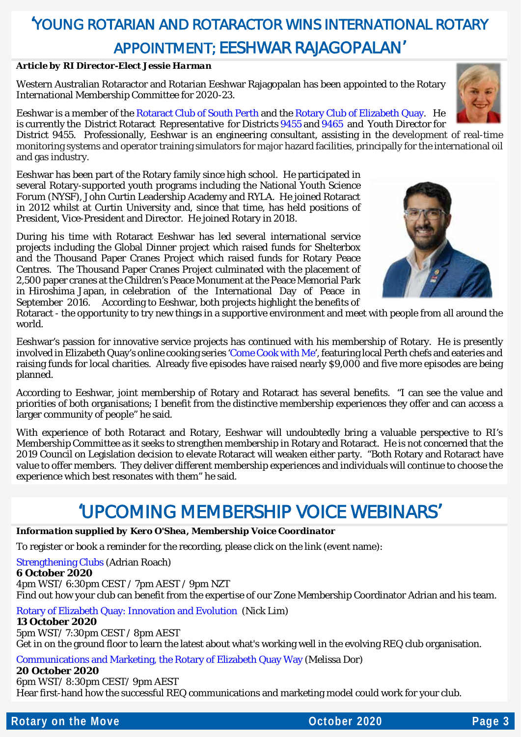# 'YOUNG ROTARIAN AND ROTARACTOR WINS INTERNATIONAL ROTARY APPOINTMENT; EESHWAR RAJAGOPALAN'

***Article by RI Director-Elect Jessie Harman***

Western Australian Rotaractor and Rotarian Eeshwar Rajagopalan has been appointed to the Rotary International Membership Committee for 2020-23.

Eeshwar is a member of the Rotaract Club of South Perth and the Rotary Club of Elizabeth Quay. He is currently the District Rotaract Representative for Districts 9455 and 9465 and Youth Director for District 9455. Professionally, Eeshwar is an engineering consultant, assisting in the development of real-time monitoring systems and operator training simulators for major hazard facilities, principally for the international oil and gas industry.

Eeshwar has been part of the Rotary family since high school. He participated in several Rotary-supported youth programs including the National Youth Science Forum (NYSF), John Curtin Leadership Academy and RYLA. He joined Rotaract in 2012 whilst at Curtin University and, since that time, has held positions of President, Vice-President and Director. He joined Rotary in 2018.

During his time with Rotaract Eeshwar has led several international service projects including the Global Dinner project which raised funds for Shelterbox and the Thousand Paper Cranes Project which raised funds for Rotary Peace Centres. The Thousand Paper Cranes Project culminated with the placement of 2,500 paper cranes at the Children's Peace Monument at the Peace Memorial Park in Hiroshima Japan, in celebration of the International Day of Peace in September 2016. According to Eeshwar, both projects highlight the benefits of Rotaract - the opportunity to try new things in a supportive environment and meet with people from all around the world.

Eeshwar's passion for innovative service projects has continued with his membership of Rotary. He is presently involved in Elizabeth Quay's online cooking series 'Come Cook with Me', featuring local Perth chefs and eateries and raising funds for local charities. Already five episodes have raised nearly $9,000 and five more episodes are being planned.

According to Eeshwar, joint membership of Rotary and Rotaract has several benefits. "I can see the value and priorities of both organisations; I benefit from the distinctive membership experiences they offer and can access a larger community of people" he said.

With experience of both Rotaract and Rotary, Eeshwar will undoubtedly bring a valuable perspective to RI's Membership Committee as it seeks to strengthen membership in Rotary and Rotaract. He is not concerned that the 2019 Council on Legislation decision to elevate Rotaract will weaken either party. "Both Rotary and Rotaract have value to offer members. They deliver different membership experiences and individuals will continue to choose the experience which best resonates with them" he said.

# 'UPCOMING MEMBERSHIP VOICE WEBINARS'

***Information supplied by Kero O'Shea, Membership Voice Coordinator***

To register or book a reminder for the recording, please click on the link (event name):

Strengthening Clubs (Adrian Roach)
**6 October 2020**
4pm WST/ 6:30pm CEST / 7pm AEST / 9pm NZT
Find out how your club can benefit from the expertise of our Zone Membership Coordinator Adrian and his team.

Rotary of Elizabeth Quay: Innovation and Evolution (Nick Lim)
**13 October 2020**
5pm WST/ 7:30pm CEST / 8pm AEST
Get in on the ground floor to learn the latest about what's working well in the evolving REQ club organisation.

Communications and Marketing, the Rotary of Elizabeth Quay Way (Melissa Dor)
**20 October 2020**
6pm WST/ 8:30pm CEST/ 9pm AEST
Hear first-hand how the successful REQ communications and marketing model could work for your club.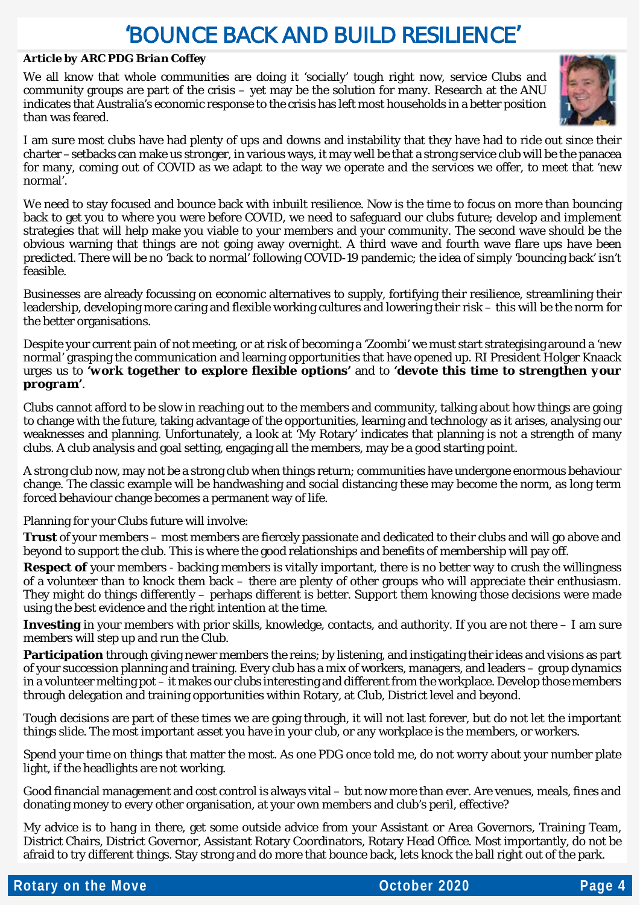# 'BOUNCE BACK AND BUILD RESILIENCE'

***Article by ARC PDG Brian Coffey***

We all know that whole communities are doing it 'socially' tough right now, service Clubs and community groups are part of the crisis – yet may be the solution for many. Research at the ANU indicates that Australia's economic response to the crisis has left most households in a better position than was feared.

I am sure most clubs have had plenty of ups and downs and instability that they have had to ride out since their charter – setbacks can make us stronger, in various ways, it may well be that a strong service club will be the panacea for many, coming out of COVID as we adapt to the way we operate and the services we offer, to meet that 'new normal'.

We need to stay focused and bounce back with inbuilt resilience. Now is the time to focus on more than bouncing back to get you to where you were before COVID, we need to safeguard our clubs future; develop and implement strategies that will help make you viable to your members and your community. The second wave should be the obvious warning that things are not going away overnight. A third wave and fourth wave flare ups have been predicted. There will be no 'back to normal' following COVID-19 pandemic; the idea of simply 'bouncing back' isn't feasible.

Businesses are already focussing on economic alternatives to supply, fortifying their resilience, streamlining their leadership, developing more caring and flexible working cultures and lowering their risk – this will be the norm for the better organisations.

Despite your current pain of not meeting, or at risk of becoming a 'Zoombi' we must start strategising around a 'new normal' grasping the communication and learning opportunities that have opened up. RI President Holger Knaack urges us to **'work together to explore flexible options'** and to **'devote this time to strengthen your program'**.

Clubs cannot afford to be slow in reaching out to the members and community, talking about how things are going to change with the future, taking advantage of the opportunities, learning and technology as it arises, analysing our weaknesses and planning. Unfortunately, a look at 'My Rotary' indicates that planning is not a strength of many clubs. A club analysis and goal setting, engaging all the members, may be a good starting point.

A strong club now, may not be a strong club when things return; communities have undergone enormous behaviour change. The classic example will be handwashing and social distancing these may become the norm, as long term forced behaviour change becomes a permanent way of life.

Planning for your Clubs future will involve:

**Trust** of your members – most members are fiercely passionate and dedicated to their clubs and will go above and beyond to support the club. This is where the good relationships and benefits of membership will pay off.

**Respect of** your members - backing members is vitally important, there is no better way to crush the willingness of a volunteer than to knock them back – there are plenty of other groups who will appreciate their enthusiasm. They might do things differently – perhaps different is better. Support them knowing those decisions were made using the best evidence and the right intention at the time.

**Investing** in your members with prior skills, knowledge, contacts, and authority. If you are not there – I am sure members will step up and run the Club.

**Participation** through giving newer members the reins; by listening, and instigating their ideas and visions as part of your succession planning and training. Every club has a mix of workers, managers, and leaders – group dynamics in a volunteer melting pot – it makes our clubs interesting and different from the workplace. Develop those members through delegation and training opportunities within Rotary, at Club, District level and beyond.

Tough decisions are part of these times we are going through, it will not last forever, but do not let the important things slide. The most important asset you have in your club, or any workplace is the members, or workers.

Spend your time on things that matter the most. As one PDG once told me, do not worry about your number plate light, if the headlights are not working.

Good financial management and cost control is always vital – but now more than ever. Are venues, meals, fines and donating money to every other organisation, at your own members and club's peril, effective?

My advice is to hang in there, get some outside advice from your Assistant or Area Governors, Training Team, District Chairs, District Governor, Assistant Rotary Coordinators, Rotary Head Office. Most importantly, do not be afraid to try different things. Stay strong and do more that bounce back, lets knock the ball right out of the park.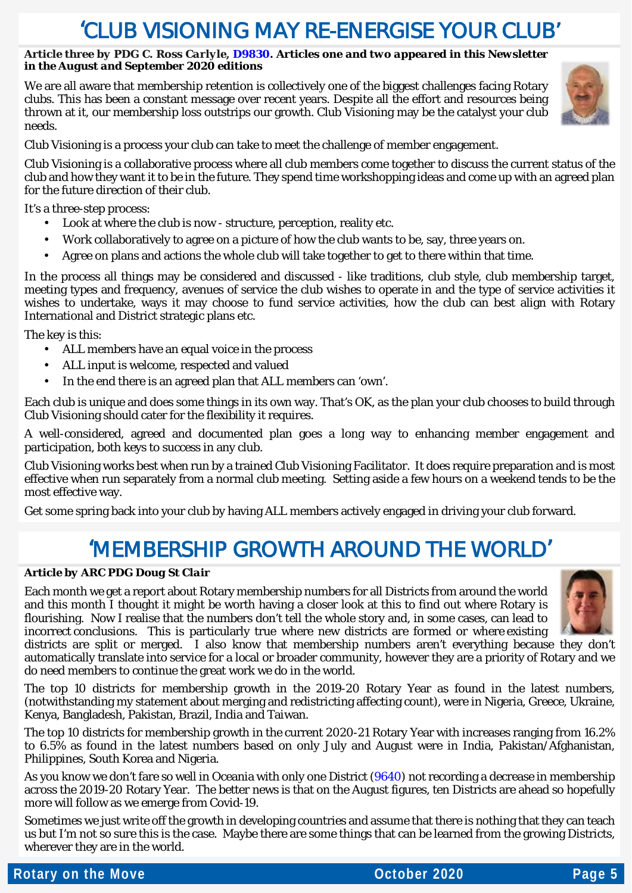# 'CLUB VISIONING MAY RE-ENERGISE YOUR CLUB'

***Article three by PDG C. Ross Carlyle, D9830. Articles one and two appeared in this Newsletter in the August and September 2020 editions***

We are all aware that membership retention is collectively one of the biggest challenges facing Rotary clubs. This has been a constant message over recent years. Despite all the effort and resources being thrown at it, our membership loss outstrips our growth. Club Visioning may be the catalyst your club needs.

Club Visioning is a process your club can take to meet the challenge of member engagement.

Club Visioning is a collaborative process where all club members come together to discuss the current status of the club and how they want it to be in the future. They spend time workshopping ideas and come up with an agreed plan for the future direction of their club.

It's a three-step process:

- Look at where the club is now - structure, perception, reality etc.
- Work collaboratively to agree on a picture of how the club wants to be, say, three years on.
- Agree on plans and actions the whole club will take together to get to there within that time.

In the process all things may be considered and discussed - like traditions, club style, club membership target, meeting types and frequency, avenues of service the club wishes to operate in and the type of service activities it wishes to undertake, ways it may choose to fund service activities, how the club can best align with Rotary International and District strategic plans etc.

The key is this:

- ALL members have an equal voice in the process
- ALL input is welcome, respected and valued
- In the end there is an agreed plan that ALL members can 'own'.

Each club is unique and does some things in its own way. That's OK, as the plan your club chooses to build through Club Visioning should cater for the flexibility it requires.

A well-considered, agreed and documented plan goes a long way to enhancing member engagement and participation, both keys to success in any club.

Club Visioning works best when run by a trained Club Visioning Facilitator. It does require preparation and is most effective when run separately from a normal club meeting. Setting aside a few hours on a weekend tends to be the most effective way.

Get some spring back into your club by having ALL members actively engaged in driving your club forward.

# 'MEMBERSHIP GROWTH AROUND THE WORLD'

***Article by ARC PDG Doug St Clair***

Each month we get a report about Rotary membership numbers for all Districts from around the world and this month I thought it might be worth having a closer look at this to find out where Rotary is flourishing. Now I realise that the numbers don't tell the whole story and, in some cases, can lead to incorrect conclusions. This is particularly true where new districts are formed or where existing districts are split or merged. I also know that membership numbers aren't everything because they don't automatically translate into service for a local or broader community, however they are a priority of Rotary and we do need members to continue the great work we do in the world.

The top 10 districts for membership growth in the 2019-20 Rotary Year as found in the latest numbers, (notwithstanding my statement about merging and redistricting affecting count), were in Nigeria, Greece, Ukraine, Kenya, Bangladesh, Pakistan, Brazil, India and Taiwan.

The top 10 districts for membership growth in the current 2020-21 Rotary Year with increases ranging from 16.2% to 6.5% as found in the latest numbers based on only July and August were in India, Pakistan/Afghanistan, Philippines, South Korea and Nigeria.

As you know we don't fare so well in Oceania with only one District (9640) not recording a decrease in membership across the 2019-20 Rotary Year. The better news is that on the August figures, ten Districts are ahead so hopefully more will follow as we emerge from Covid-19.

Sometimes we just write off the growth in developing countries and assume that there is nothing that they can teach us but I'm not so sure this is the case. Maybe there are some things that can be learned from the growing Districts, wherever they are in the world.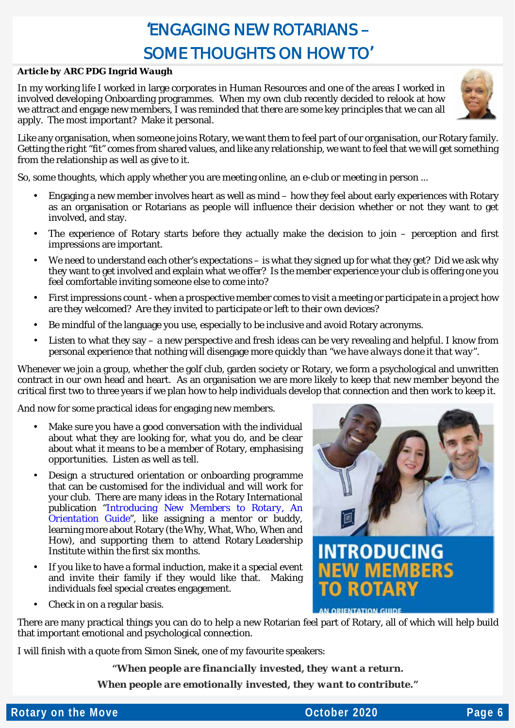# 'ENGAGING NEW ROTARIANS – SOME THOUGHTS ON HOW TO'

***Article by ARC PDG Ingrid Waugh***

In my working life I worked in large corporates in Human Resources and one of the areas I worked in involved developing Onboarding programmes. When my own club recently decided to relook at how we attract and engage new members, I was reminded that there are some key principles that we can all apply. The most important? Make it personal.

Like any organisation, when someone joins Rotary, we want them to feel part of our organisation, our Rotary family. Getting the right "fit" comes from shared values, and like any relationship, we want to feel that we will get something from the relationship as well as give to it.

So, some thoughts, which apply whether you are meeting online, an e-club or meeting in person ...

- Engaging a new member involves heart as well as mind – how they feel about early experiences with Rotary as an organisation or Rotarians as people will influence their decision whether or not they want to get involved, and stay.
- The experience of Rotary starts before they actually make the decision to join – perception and first impressions are important.
- We need to understand each other's expectations – is what they signed up for what they get? Did we ask why they want to get involved and explain what we offer? Is the member experience your club is offering one you feel comfortable inviting someone else to come into?
- First impressions count - when a prospective member comes to visit a meeting or participate in a project how are they welcomed? Are they invited to participate or left to their own devices?
- Be mindful of the language you use, especially to be inclusive and avoid Rotary acronyms.
- Listen to what they say – a new perspective and fresh ideas can be very revealing and helpful. I know from personal experience that nothing will disengage more quickly than "*we have always done it that way*".

Whenever we join a group, whether the golf club, garden society or Rotary, we form a psychological and unwritten contract in our own head and heart. As an organisation we are more likely to keep that new member beyond the critical first two to three years if we plan how to help individuals develop that connection and then work to keep it.

And now for some practical ideas for engaging new members.

- Make sure you have a good conversation with the individual about what they are looking for, what you do, and be clear about what it means to be a member of Rotary, emphasising opportunities. Listen as well as tell.
- Design a structured orientation or onboarding programme that can be customised for the individual and will work for your club. There are many ideas in the Rotary International publication "Introducing New Members to Rotary, An Orientation Guide", like assigning a mentor or buddy, learning more about Rotary (the Why, What, Who, When and How), and supporting them to attend Rotary Leadership Institute within the first six months.
- If you like to have a formal induction, make it a special event and invite their family if they would like that. Making individuals feel special creates engagement.
- Check in on a regular basis.

There are many practical things you can do to help a new Rotarian feel part of Rotary, all of which will help build that important emotional and psychological connection.

I will finish with a quote from Simon Sinek, one of my favourite speakers:

***"When people are financially invested, they want a return.***
***When people are emotionally invested, they want to contribute."***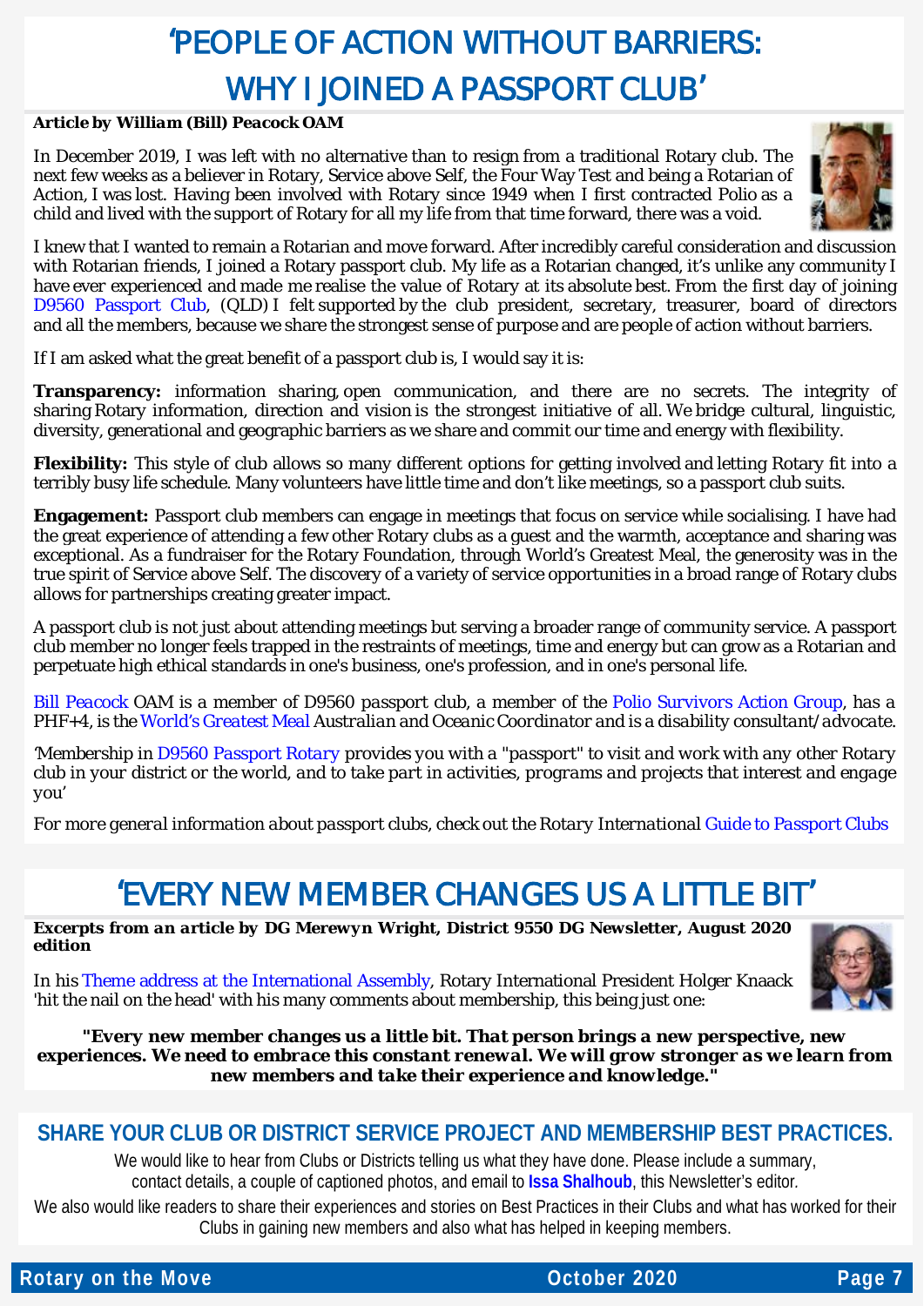# 'PEOPLE OF ACTION WITHOUT BARRIERS: WHY I JOINED A PASSPORT CLUB'

***Article by William (Bill) Peacock OAM***

In December 2019, I was left with no alternative than to resign from a traditional Rotary club. The next few weeks as a believer in Rotary, Service above Self, the Four Way Test and being a Rotarian of Action, I was lost. Having been involved with Rotary since 1949 when I first contracted Polio as a child and lived with the support of Rotary for all my life from that time forward, there was a void.

I knew that I wanted to remain a Rotarian and move forward. After incredibly careful consideration and discussion with Rotarian friends, I joined a Rotary passport club. My life as a Rotarian changed, it's unlike any community I have ever experienced and made me realise the value of Rotary at its absolute best. From the first day of joining D9560 Passport Club, (QLD) I felt supported by the club president, secretary, treasurer, board of directors and all the members, because we share the strongest sense of purpose and are people of action without barriers.

If I am asked what the great benefit of a passport club is, I would say it is:

**Transparency:** information sharing, open communication, and there are no secrets. The integrity of sharing Rotary information, direction and vision is the strongest initiative of all. We bridge cultural, linguistic, diversity, generational and geographic barriers as we share and commit our time and energy with flexibility.

**Flexibility:** This style of club allows so many different options for getting involved and letting Rotary fit into a terribly busy life schedule. Many volunteers have little time and don't like meetings, so a passport club suits.

**Engagement:** Passport club members can engage in meetings that focus on service while socialising. I have had the great experience of attending a few other Rotary clubs as a guest and the warmth, acceptance and sharing was exceptional. As a fundraiser for the Rotary Foundation, through World's Greatest Meal, the generosity was in the true spirit of Service above Self. The discovery of a variety of service opportunities in a broad range of Rotary clubs allows for partnerships creating greater impact.

A passport club is not just about attending meetings but serving a broader range of community service. A passport club member no longer feels trapped in the restraints of meetings, time and energy but can grow as a Rotarian and perpetuate high ethical standards in one's business, one's profession, and in one's personal life.

*Bill Peacock OAM is a member of D9560 passport club, a member of the Polio Survivors Action Group, has a PHF+4, is the World's Greatest Meal Australian and Oceanic Coordinator and is a disability consultant/advocate.*

*'Membership in D9560 Passport Rotary provides you with a "passport" to visit and work with any other Rotary club in your district or the world, and to take part in activities, programs and projects that interest and engage you'*

*For more general information about passport clubs, check out the Rotary International Guide to Passport Clubs*

# 'EVERY NEW MEMBER CHANGES US A LITTLE BIT'

***Excerpts from an article by DG Merewyn Wright, District 9550 DG Newsletter, August 2020 edition***

In his Theme address at the International Assembly, Rotary International President Holger Knaack 'hit the nail on the head' with his many comments about membership, this being just one:

***"Every new member changes us a little bit. That person brings a new perspective, new experiences. We need to embrace this constant renewal. We will grow stronger as we learn from new members and take their experience and knowledge."***

## SHARE YOUR CLUB OR DISTRICT SERVICE PROJECT AND MEMBERSHIP BEST PRACTICES.

We would like to hear from Clubs or Districts telling us what they have done. Please include a summary, contact details, a couple of captioned photos, and email to **Issa Shalhoub**, this Newsletter's editor.

We also would like readers to share their experiences and stories on Best Practices in their Clubs and what has worked for their Clubs in gaining new members and also what has helped in keeping members.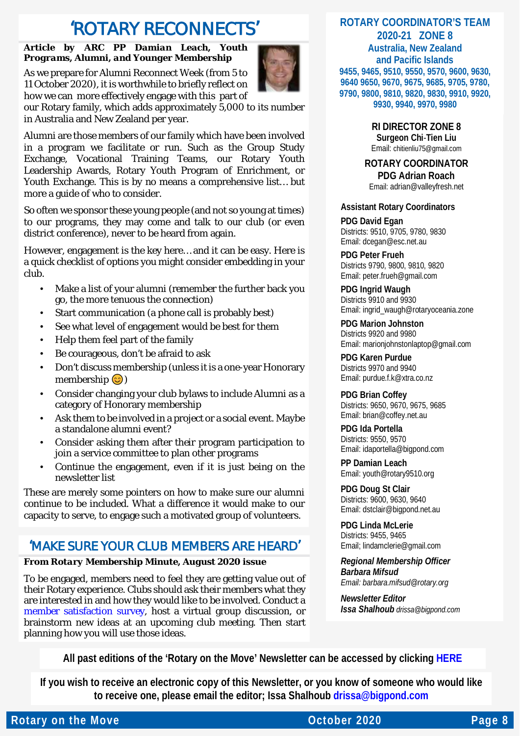# 'ROTARY RECONNECTS'

***Article by ARC PP Damian Leach, Youth Programs, Alumni, and Younger Membership***

As we prepare for Alumni Reconnect Week (from 5 to 11 October 2020), it is worthwhile to briefly reflect on how we can more effectively engage with this part of our Rotary family, which adds approximately 5,000 to its number in Australia and New Zealand per year.

Alumni are those members of our family which have been involved in a program we facilitate or run. Such as the Group Study Exchange, Vocational Training Teams, our Rotary Youth Leadership Awards, Rotary Youth Program of Enrichment, or Youth Exchange. This is by no means a comprehensive list… but more a guide of who to consider.

So often we sponsor these young people (and not so young at times) to our programs, they may come and talk to our club (or even district conference), never to be heard from again.

However, engagement is the key here… and it can be easy. Here is a quick checklist of options you might consider embedding in your club.

- Make a list of your alumni (remember the further back you go, the more tenuous the connection)
- Start communication (a phone call is probably best)
- See what level of engagement would be best for them
- Help them feel part of the family
- Be courageous, don't be afraid to ask
- Don't discuss membership (unless it is a one-year Honorary membership 😊)
- Consider changing your club bylaws to include Alumni as a category of Honorary membership
- Ask them to be involved in a project or a social event. Maybe a standalone alumni event?
- Consider asking them after their program participation to join a service committee to plan other programs
- Continue the engagement, even if it is just being on the newsletter list

These are merely some pointers on how to make sure our alumni continue to be included. What a difference it would make to our capacity to serve, to engage such a motivated group of volunteers.

# 'MAKE SURE YOUR CLUB MEMBERS ARE HEARD'

***From Rotary Membership Minute, August 2020 issue***

To be engaged, members need to feel they are getting value out of their Rotary experience. Clubs should ask their members what they are interested in and how they would like to be involved. Conduct a member satisfaction survey, host a virtual group discussion, or brainstorm new ideas at an upcoming club meeting. Then start planning how you will use those ideas.

## ROTARY COORDINATOR'S TEAM 2020-21 ZONE 8

**Australia, New Zealand and Pacific Islands**

**9455, 9465, 9510, 9550, 9570, 9600, 9630, 9640 9650, 9670, 9675, 9685, 9705, 9780, 9790, 9800, 9810, 9820, 9830, 9910, 9920, 9930, 9940, 9970, 9980**

**RI DIRECTOR ZONE 8**
**Surgeon Chi-Tien Liu**
Email: chitienliu75@gmail.com

**ROTARY COORDINATOR**
**PDG Adrian Roach**
Email: adrian@valleyfresh.net

**Assistant Rotary Coordinators**

**PDG David Egan**
Districts: 9510, 9705, 9780, 9830
Email: dcegan@esc.net.au

**PDG Peter Frueh**
Districts 9790, 9800, 9810, 9820
Email: peter.frueh@gmail.com

**PDG Ingrid Waugh**
Districts 9910 and 9930
Email: ingrid_waugh@rotaryoceania.zone

**PDG Marion Johnston**
Districts 9920 and 9980
Email: marionjohnstonlaptop@gmail.com

**PDG Karen Purdue**
Districts 9970 and 9940
Email: purdue.f.k@xtra.co.nz

**PDG Brian Coffey**
Districts: 9650, 9670, 9675, 9685
Email: brian@coffey.net.au

**PDG Ida Portella**
Districts: 9550, 9570
Email: idaportella@bigpond.com

**PP Damian Leach**
Email: youth@rotary9510.org

**PDG Doug St Clair**
Districts: 9600, 9630, 9640
Email: dstclair@bigpond.net.au

**PDG Linda McLerie**
Districts: 9455, 9465
Email; lindamclerie@gmail.com

***Regional Membership Officer***
***Barbara Mifsud***
*Email: barbara.mifsud@rotary.org*

***Newsletter Editor***
***Issa Shalhoub*** *drissa@bigpond.com*

**All past editions of the 'Rotary on the Move' Newsletter can be accessed by clicking HERE**

**If you wish to receive an electronic copy of this Newsletter, or you know of someone who would like to receive one, please email the editor; Issa Shalhoub drissa@bigpond.com**